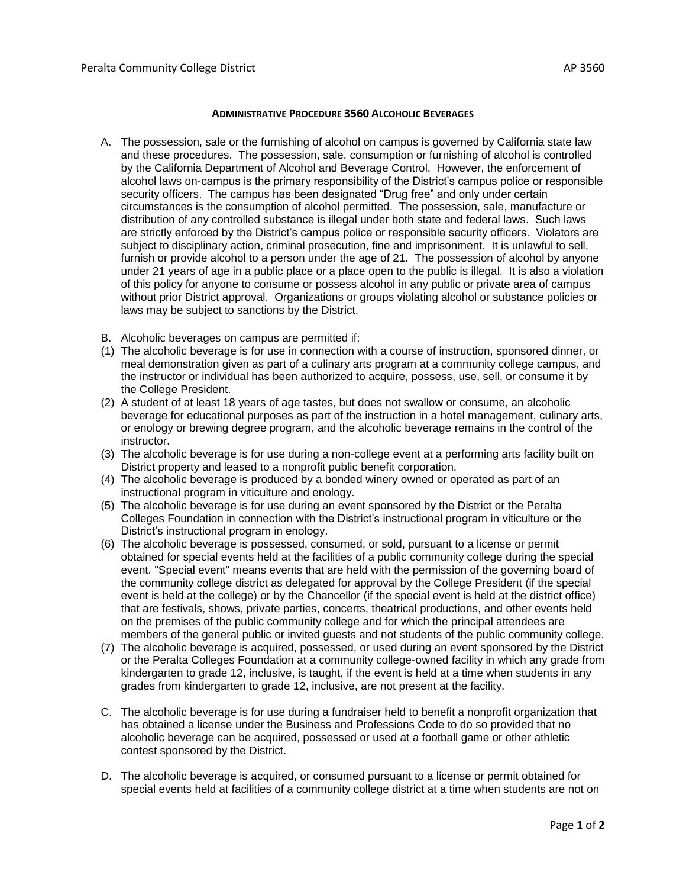## ADMINISTRATIVE PROCEDURE 3560 ALCOHOLIC BEVERAGES

A. The possession, sale or the furnishing of alcohol on campus is governed by California state law and these procedures. The possession, sale, consumption or furnishing of alcohol is controlled by the California Department of Alcohol and Beverage Control. However, the enforcement of alcohol laws on-campus is the primary responsibility of the District's campus police or responsible security officers. The campus has been designated "Drug free" and only under certain circumstances is the consumption of alcohol permitted. The possession, sale, manufacture or distribution of any controlled substance is illegal under both state and federal laws. Such laws are strictly enforced by the District's campus police or responsible security officers. Violators are subject to disciplinary action, criminal prosecution, fine and imprisonment. It is unlawful to sell, furnish or provide alcohol to a person under the age of 21. The possession of alcohol by anyone under 21 years of age in a public place or a place open to the public is illegal. It is also a violation of this policy for anyone to consume or possess alcohol in any public or private area of campus without prior District approval. Organizations or groups violating alcohol or substance policies or laws may be subject to sanctions by the District.

B. Alcoholic beverages on campus are permitted if:

(1) The alcoholic beverage is for use in connection with a course of instruction, sponsored dinner, or meal demonstration given as part of a culinary arts program at a community college campus, and the instructor or individual has been authorized to acquire, possess, use, sell, or consume it by the College President.

(2) A student of at least 18 years of age tastes, but does not swallow or consume, an alcoholic beverage for educational purposes as part of the instruction in a hotel management, culinary arts, or enology or brewing degree program, and the alcoholic beverage remains in the control of the instructor.

(3) The alcoholic beverage is for use during a non-college event at a performing arts facility built on District property and leased to a nonprofit public benefit corporation.

(4) The alcoholic beverage is produced by a bonded winery owned or operated as part of an instructional program in viticulture and enology.

(5) The alcoholic beverage is for use during an event sponsored by the District or the Peralta Colleges Foundation in connection with the District's instructional program in viticulture or the District's instructional program in enology.

(6) The alcoholic beverage is possessed, consumed, or sold, pursuant to a license or permit obtained for special events held at the facilities of a public community college during the special event. "Special event" means events that are held with the permission of the governing board of the community college district as delegated for approval by the College President (if the special event is held at the college) or by the Chancellor (if the special event is held at the district office) that are festivals, shows, private parties, concerts, theatrical productions, and other events held on the premises of the public community college and for which the principal attendees are members of the general public or invited guests and not students of the public community college.

(7) The alcoholic beverage is acquired, possessed, or used during an event sponsored by the District or the Peralta Colleges Foundation at a community college-owned facility in which any grade from kindergarten to grade 12, inclusive, is taught, if the event is held at a time when students in any grades from kindergarten to grade 12, inclusive, are not present at the facility.

C. The alcoholic beverage is for use during a fundraiser held to benefit a nonprofit organization that has obtained a license under the Business and Professions Code to do so provided that no alcoholic beverage can be acquired, possessed or used at a football game or other athletic contest sponsored by the District.

D. The alcoholic beverage is acquired, or consumed pursuant to a license or permit obtained for special events held at facilities of a community college district at a time when students are not on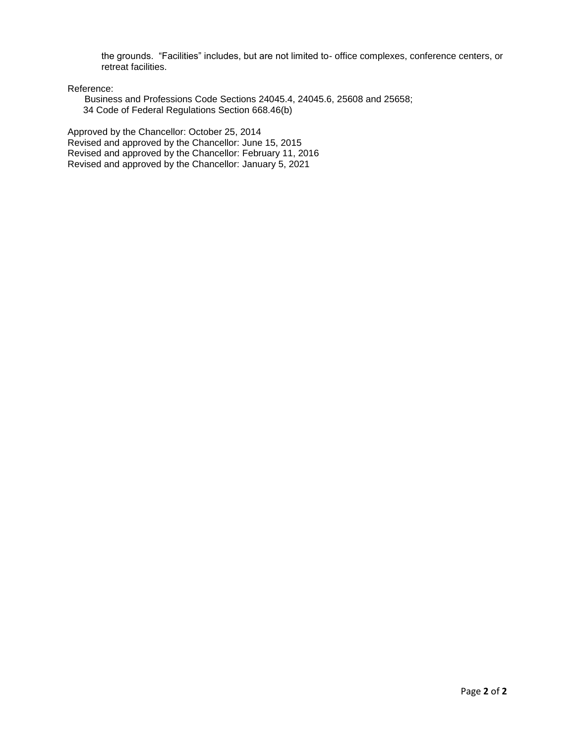the grounds. "Facilities" includes, but are not limited to- office complexes, conference centers, or retreat facilities.

Reference:

Business and Professions Code Sections 24045.4, 24045.6, 25608 and 25658;
34 Code of Federal Regulations Section 668.46(b)

Approved by the Chancellor: October 25, 2014
Revised and approved by the Chancellor: June 15, 2015
Revised and approved by the Chancellor: February 11, 2016
Revised and approved by the Chancellor: January 5, 2021